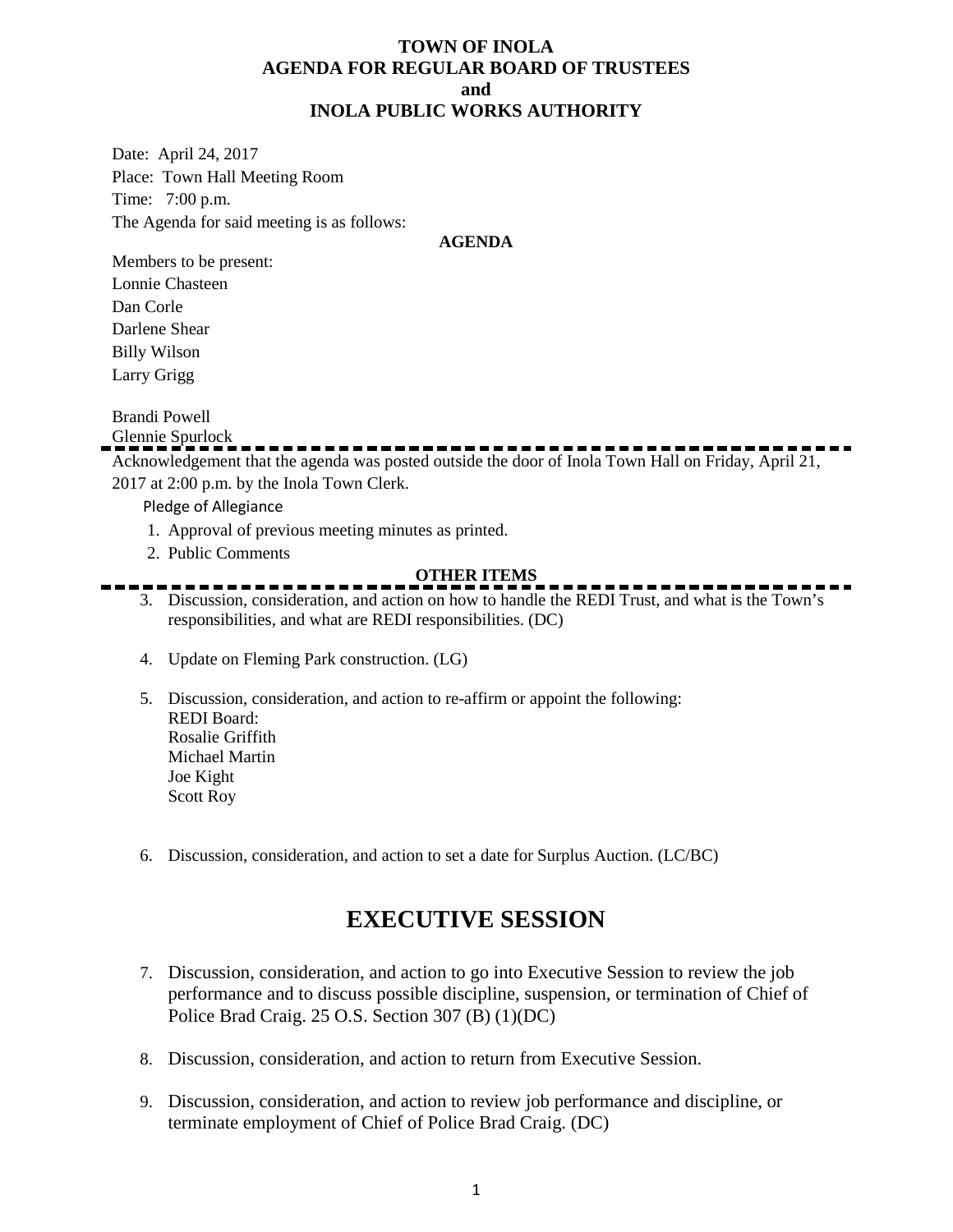# TOWN OF INOLA
## AGENDA FOR REGULAR BOARD OF TRUSTEES
## and
## INOLA PUBLIC WORKS AUTHORITY

Date: April 24, 2017

Place: Town Hall Meeting Room

Time: 7:00 p.m.

The Agenda for said meeting is as follows:

**AGENDA**

Members to be present:

Lonnie Chasteen

Dan Corle

Darlene Shear

Billy Wilson

Larry Grigg

Brandi Powell

Glennie Spurlock

---

Acknowledgement that the agenda was posted outside the door of Inola Town Hall on Friday, April 21, 2017 at 2:00 p.m. by the Inola Town Clerk.

Pledge of Allegiance

1. Approval of previous meeting minutes as printed.
2. Public Comments

**OTHER ITEMS**

---

3. Discussion, consideration, and action on how to handle the REDI Trust, and what is the Town's responsibilities, and what are REDI responsibilities. (DC)

4. Update on Fleming Park construction. (LG)

5. Discussion, consideration, and action to re-affirm or appoint the following:
   REDI Board:
   Rosalie Griffith
   Michael Martin
   Joe Kight
   Scott Roy

6. Discussion, consideration, and action to set a date for Surplus Auction. (LC/BC)

# EXECUTIVE SESSION

7. Discussion, consideration, and action to go into Executive Session to review the job performance and to discuss possible discipline, suspension, or termination of Chief of Police Brad Craig. 25 O.S. Section 307 (B) (1)(DC)

8. Discussion, consideration, and action to return from Executive Session.

9. Discussion, consideration, and action to review job performance and discipline, or terminate employment of Chief of Police Brad Craig. (DC)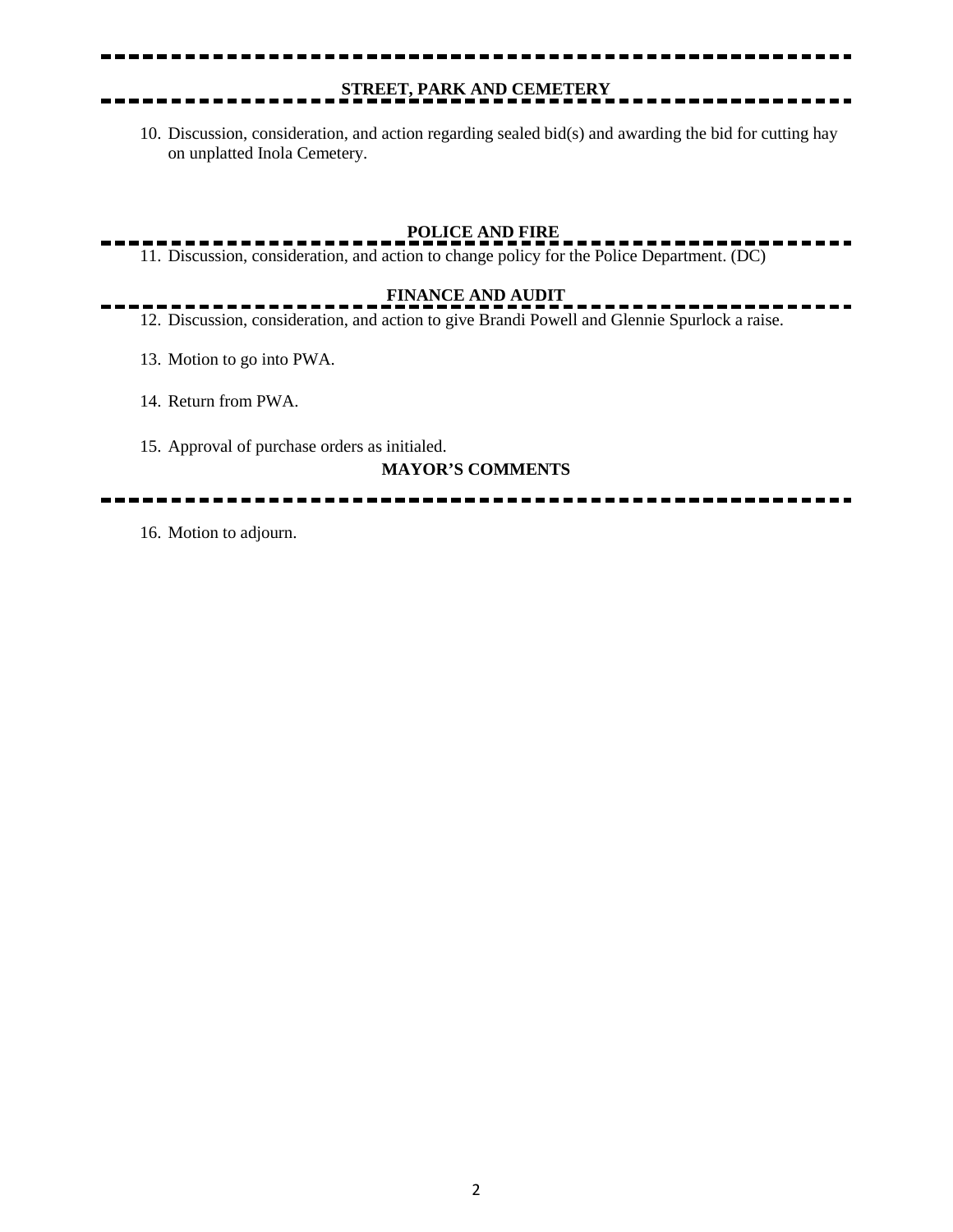## STREET, PARK AND CEMETERY

10. Discussion, consideration, and action regarding sealed bid(s) and awarding the bid for cutting hay on unplatted Inola Cemetery.

## POLICE AND FIRE

11. Discussion, consideration, and action to change policy for the Police Department. (DC)

## FINANCE AND AUDIT

12. Discussion, consideration, and action to give Brandi Powell and Glennie Spurlock a raise.

13. Motion to go into PWA.

14. Return from PWA.

15. Approval of purchase orders as initialed.

## MAYOR'S COMMENTS

16. Motion to adjourn.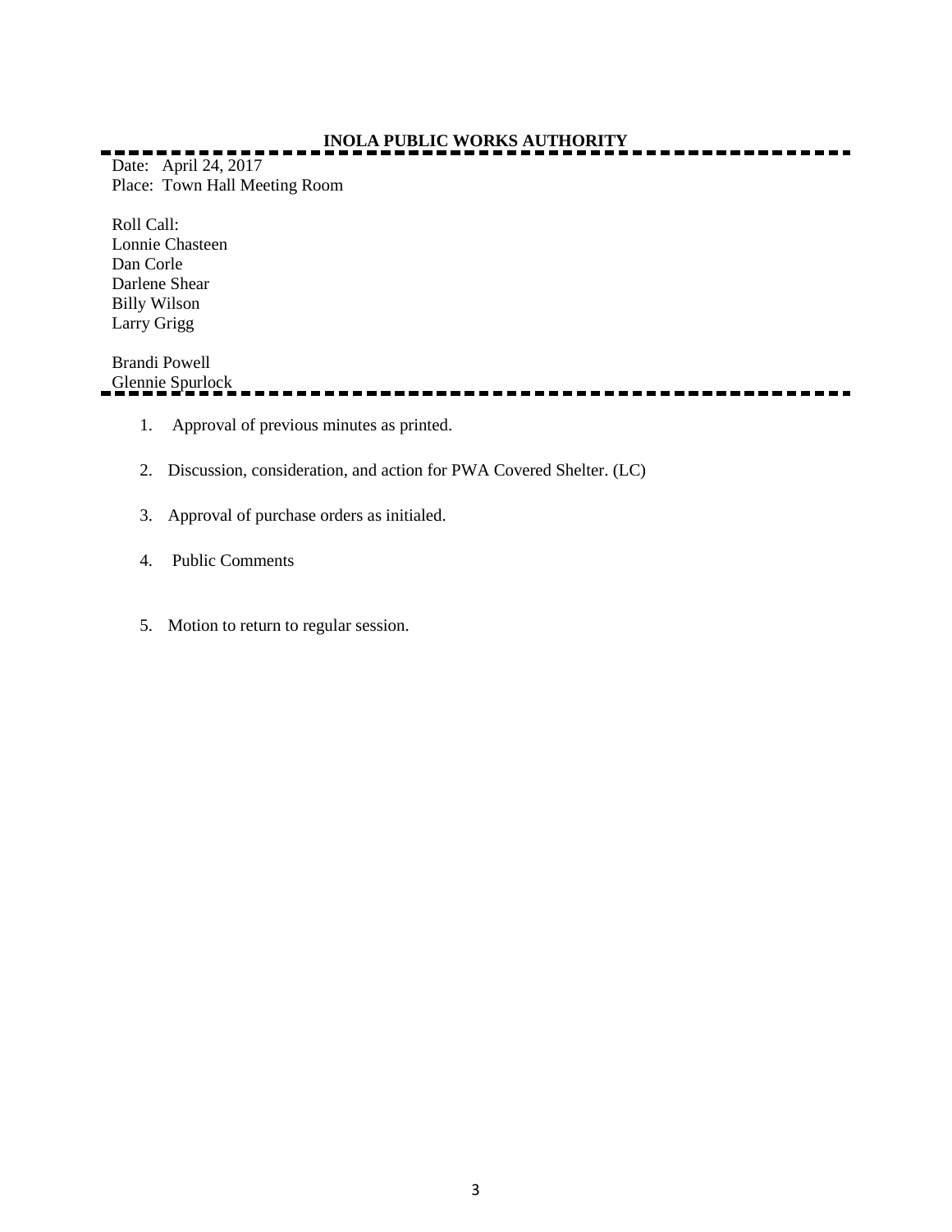**INOLA PUBLIC WORKS AUTHORITY**

Date: April 24, 2017
Place: Town Hall Meeting Room

Roll Call:
Lonnie Chasteen
Dan Corle
Darlene Shear
Billy Wilson
Larry Grigg

Brandi Powell
Glennie Spurlock

1. Approval of previous minutes as printed.
2. Discussion, consideration, and action for PWA Covered Shelter. (LC)
3. Approval of purchase orders as initialed.
4. Public Comments
5. Motion to return to regular session.